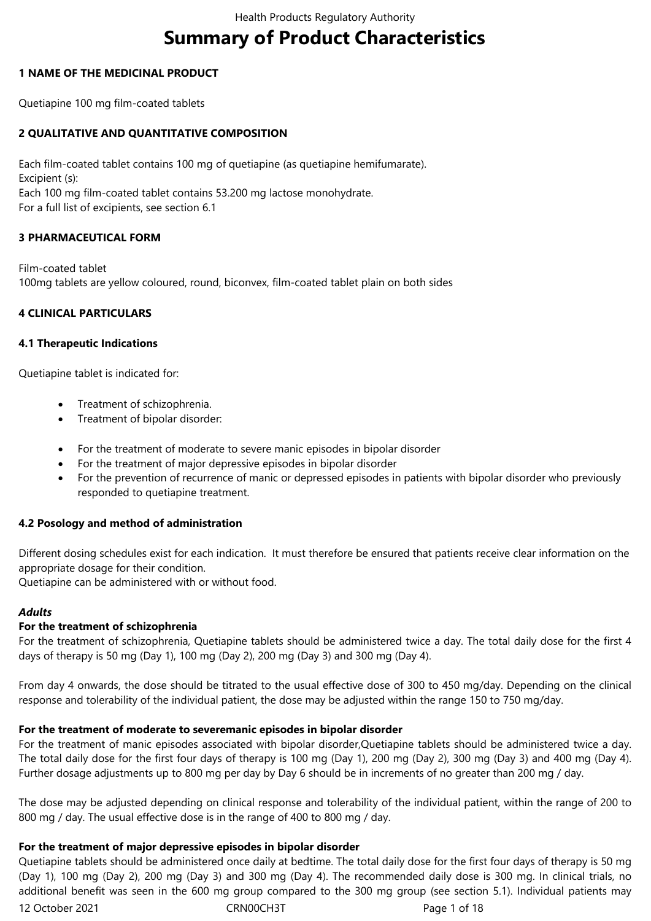# Summary of Product Characteristics

## 1 NAME OF THE MEDICINAL PRODUCT

Quetiapine 100 mg film-coated tablets

## 2 QUALITATIVE AND QUANTITATIVE COMPOSITION

Each film-coated tablet contains 100 mg of quetiapine (as quetiapine hemifumarate).
Excipient (s):
Each 100 mg film-coated tablet contains 53.200 mg lactose monohydrate.
For a full list of excipients, see section 6.1

## 3 PHARMACEUTICAL FORM

Film-coated tablet
100mg tablets are yellow coloured, round, biconvex, film-coated tablet plain on both sides

## 4 CLINICAL PARTICULARS

### 4.1 Therapeutic Indications

Quetiapine tablet is indicated for:

- Treatment of schizophrenia.
- Treatment of bipolar disorder:

- For the treatment of moderate to severe manic episodes in bipolar disorder
- For the treatment of major depressive episodes in bipolar disorder
- For the prevention of recurrence of manic or depressed episodes in patients with bipolar disorder who previously responded to quetiapine treatment.

### 4.2 Posology and method of administration

Different dosing schedules exist for each indication. It must therefore be ensured that patients receive clear information on the appropriate dosage for their condition.
Quetiapine can be administered with or without food.

***Adults***

**For the treatment of schizophrenia**

For the treatment of schizophrenia, Quetiapine tablets should be administered twice a day. The total daily dose for the first 4 days of therapy is 50 mg (Day 1), 100 mg (Day 2), 200 mg (Day 3) and 300 mg (Day 4).

From day 4 onwards, the dose should be titrated to the usual effective dose of 300 to 450 mg/day. Depending on the clinical response and tolerability of the individual patient, the dose may be adjusted within the range 150 to 750 mg/day.

**For the treatment of moderate to severemanic episodes in bipolar disorder**

For the treatment of manic episodes associated with bipolar disorder, Quetiapine tablets should be administered twice a day. The total daily dose for the first four days of therapy is 100 mg (Day 1), 200 mg (Day 2), 300 mg (Day 3) and 400 mg (Day 4). Further dosage adjustments up to 800 mg per day by Day 6 should be in increments of no greater than 200 mg / day.

The dose may be adjusted depending on clinical response and tolerability of the individual patient, within the range of 200 to 800 mg / day. The usual effective dose is in the range of 400 to 800 mg / day.

**For the treatment of major depressive episodes in bipolar disorder**

Quetiapine tablets should be administered once daily at bedtime. The total daily dose for the first four days of therapy is 50 mg (Day 1), 100 mg (Day 2), 200 mg (Day 3) and 300 mg (Day 4). The recommended daily dose is 300 mg. In clinical trials, no additional benefit was seen in the 600 mg group compared to the 300 mg group (see section 5.1). Individual patients may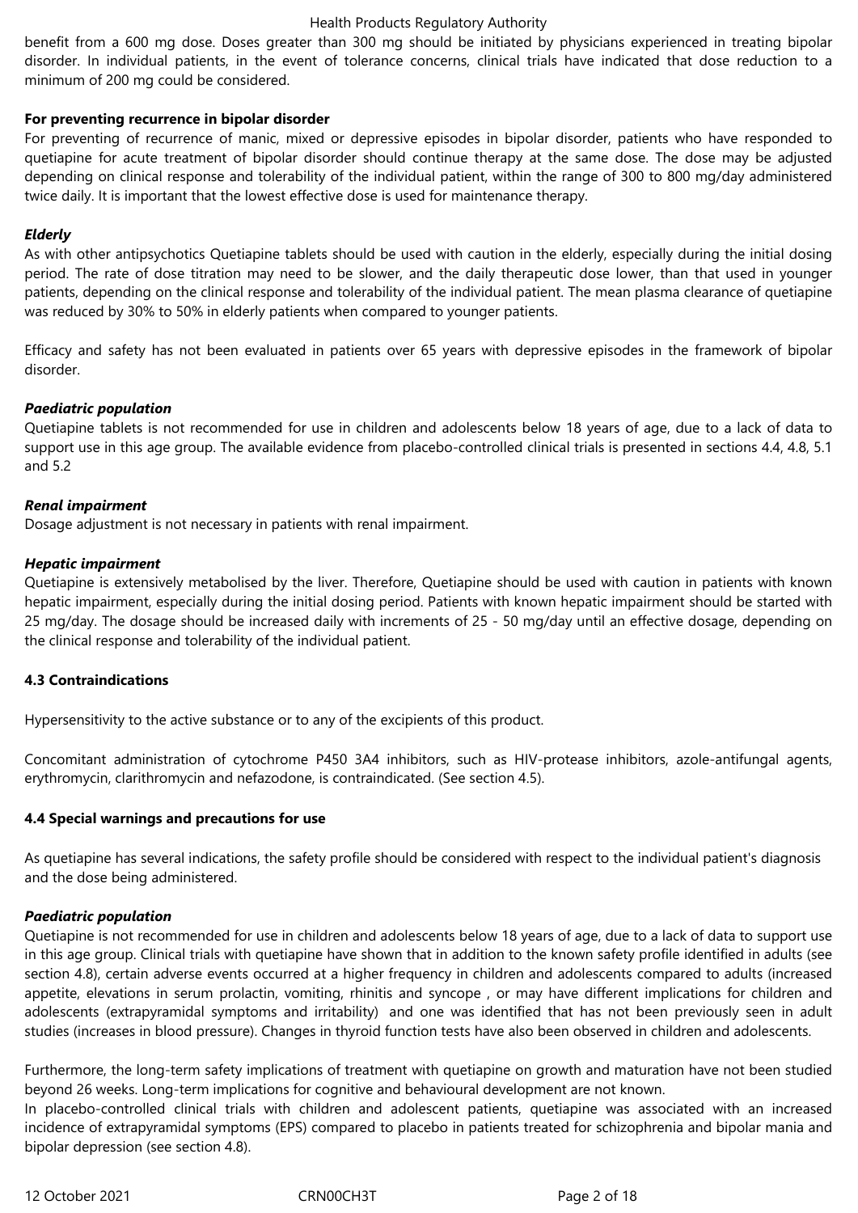benefit from a 600 mg dose. Doses greater than 300 mg should be initiated by physicians experienced in treating bipolar disorder. In individual patients, in the event of tolerance concerns, clinical trials have indicated that dose reduction to a minimum of 200 mg could be considered.

**For preventing recurrence in bipolar disorder**

For preventing of recurrence of manic, mixed or depressive episodes in bipolar disorder, patients who have responded to quetiapine for acute treatment of bipolar disorder should continue therapy at the same dose. The dose may be adjusted depending on clinical response and tolerability of the individual patient, within the range of 300 to 800 mg/day administered twice daily. It is important that the lowest effective dose is used for maintenance therapy.

***Elderly***

As with other antipsychotics Quetiapine tablets should be used with caution in the elderly, especially during the initial dosing period. The rate of dose titration may need to be slower, and the daily therapeutic dose lower, than that used in younger patients, depending on the clinical response and tolerability of the individual patient. The mean plasma clearance of quetiapine was reduced by 30% to 50% in elderly patients when compared to younger patients.

Efficacy and safety has not been evaluated in patients over 65 years with depressive episodes in the framework of bipolar disorder.

***Paediatric population***

Quetiapine tablets is not recommended for use in children and adolescents below 18 years of age, due to a lack of data to support use in this age group. The available evidence from placebo-controlled clinical trials is presented in sections 4.4, 4.8, 5.1 and 5.2

***Renal impairment***

Dosage adjustment is not necessary in patients with renal impairment.

***Hepatic impairment***

Quetiapine is extensively metabolised by the liver. Therefore, Quetiapine should be used with caution in patients with known hepatic impairment, especially during the initial dosing period. Patients with known hepatic impairment should be started with 25 mg/day. The dosage should be increased daily with increments of 25 - 50 mg/day until an effective dosage, depending on the clinical response and tolerability of the individual patient.

**4.3 Contraindications**

Hypersensitivity to the active substance or to any of the excipients of this product.

Concomitant administration of cytochrome P450 3A4 inhibitors, such as HIV-protease inhibitors, azole-antifungal agents, erythromycin, clarithromycin and nefazodone, is contraindicated. (See section 4.5).

**4.4 Special warnings and precautions for use**

As quetiapine has several indications, the safety profile should be considered with respect to the individual patient's diagnosis and the dose being administered.

***Paediatric population***

Quetiapine is not recommended for use in children and adolescents below 18 years of age, due to a lack of data to support use in this age group. Clinical trials with quetiapine have shown that in addition to the known safety profile identified in adults (see section 4.8), certain adverse events occurred at a higher frequency in children and adolescents compared to adults (increased appetite, elevations in serum prolactin, vomiting, rhinitis and syncope , or may have different implications for children and adolescents (extrapyramidal symptoms and irritability) and one was identified that has not been previously seen in adult studies (increases in blood pressure). Changes in thyroid function tests have also been observed in children and adolescents.

Furthermore, the long-term safety implications of treatment with quetiapine on growth and maturation have not been studied beyond 26 weeks. Long-term implications for cognitive and behavioural development are not known.

In placebo-controlled clinical trials with children and adolescent patients, quetiapine was associated with an increased incidence of extrapyramidal symptoms (EPS) compared to placebo in patients treated for schizophrenia and bipolar mania and bipolar depression (see section 4.8).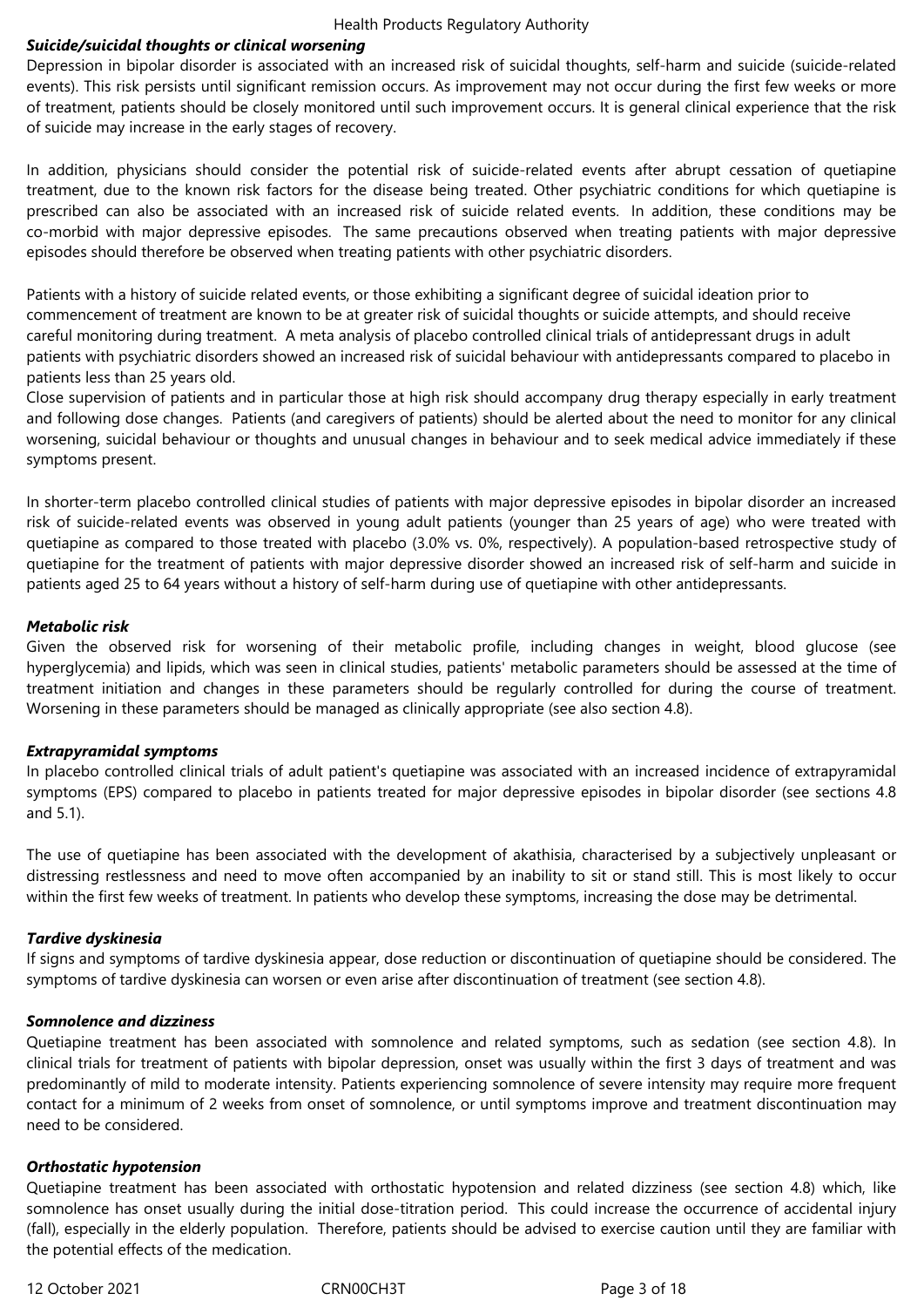***Suicide/suicidal thoughts or clinical worsening***

Depression in bipolar disorder is associated with an increased risk of suicidal thoughts, self-harm and suicide (suicide-related events). This risk persists until significant remission occurs. As improvement may not occur during the first few weeks or more of treatment, patients should be closely monitored until such improvement occurs. It is general clinical experience that the risk of suicide may increase in the early stages of recovery.

In addition, physicians should consider the potential risk of suicide-related events after abrupt cessation of quetiapine treatment, due to the known risk factors for the disease being treated. Other psychiatric conditions for which quetiapine is prescribed can also be associated with an increased risk of suicide related events. In addition, these conditions may be co-morbid with major depressive episodes. The same precautions observed when treating patients with major depressive episodes should therefore be observed when treating patients with other psychiatric disorders.

Patients with a history of suicide related events, or those exhibiting a significant degree of suicidal ideation prior to commencement of treatment are known to be at greater risk of suicidal thoughts or suicide attempts, and should receive careful monitoring during treatment. A meta analysis of placebo controlled clinical trials of antidepressant drugs in adult patients with psychiatric disorders showed an increased risk of suicidal behaviour with antidepressants compared to placebo in patients less than 25 years old.

Close supervision of patients and in particular those at high risk should accompany drug therapy especially in early treatment and following dose changes. Patients (and caregivers of patients) should be alerted about the need to monitor for any clinical worsening, suicidal behaviour or thoughts and unusual changes in behaviour and to seek medical advice immediately if these symptoms present.

In shorter-term placebo controlled clinical studies of patients with major depressive episodes in bipolar disorder an increased risk of suicide-related events was observed in young adult patients (younger than 25 years of age) who were treated with quetiapine as compared to those treated with placebo (3.0% vs. 0%, respectively). A population-based retrospective study of quetiapine for the treatment of patients with major depressive disorder showed an increased risk of self-harm and suicide in patients aged 25 to 64 years without a history of self-harm during use of quetiapine with other antidepressants.

***Metabolic risk***

Given the observed risk for worsening of their metabolic profile, including changes in weight, blood glucose (see hyperglycemia) and lipids, which was seen in clinical studies, patients' metabolic parameters should be assessed at the time of treatment initiation and changes in these parameters should be regularly controlled for during the course of treatment. Worsening in these parameters should be managed as clinically appropriate (see also section 4.8).

***Extrapyramidal symptoms***

In placebo controlled clinical trials of adult patient's quetiapine was associated with an increased incidence of extrapyramidal symptoms (EPS) compared to placebo in patients treated for major depressive episodes in bipolar disorder (see sections 4.8 and 5.1).

The use of quetiapine has been associated with the development of akathisia, characterised by a subjectively unpleasant or distressing restlessness and need to move often accompanied by an inability to sit or stand still. This is most likely to occur within the first few weeks of treatment. In patients who develop these symptoms, increasing the dose may be detrimental.

***Tardive dyskinesia***

If signs and symptoms of tardive dyskinesia appear, dose reduction or discontinuation of quetiapine should be considered. The symptoms of tardive dyskinesia can worsen or even arise after discontinuation of treatment (see section 4.8).

***Somnolence and dizziness***

Quetiapine treatment has been associated with somnolence and related symptoms, such as sedation (see section 4.8). In clinical trials for treatment of patients with bipolar depression, onset was usually within the first 3 days of treatment and was predominantly of mild to moderate intensity. Patients experiencing somnolence of severe intensity may require more frequent contact for a minimum of 2 weeks from onset of somnolence, or until symptoms improve and treatment discontinuation may need to be considered.

***Orthostatic hypotension***

Quetiapine treatment has been associated with orthostatic hypotension and related dizziness (see section 4.8) which, like somnolence has onset usually during the initial dose-titration period. This could increase the occurrence of accidental injury (fall), especially in the elderly population. Therefore, patients should be advised to exercise caution until they are familiar with the potential effects of the medication.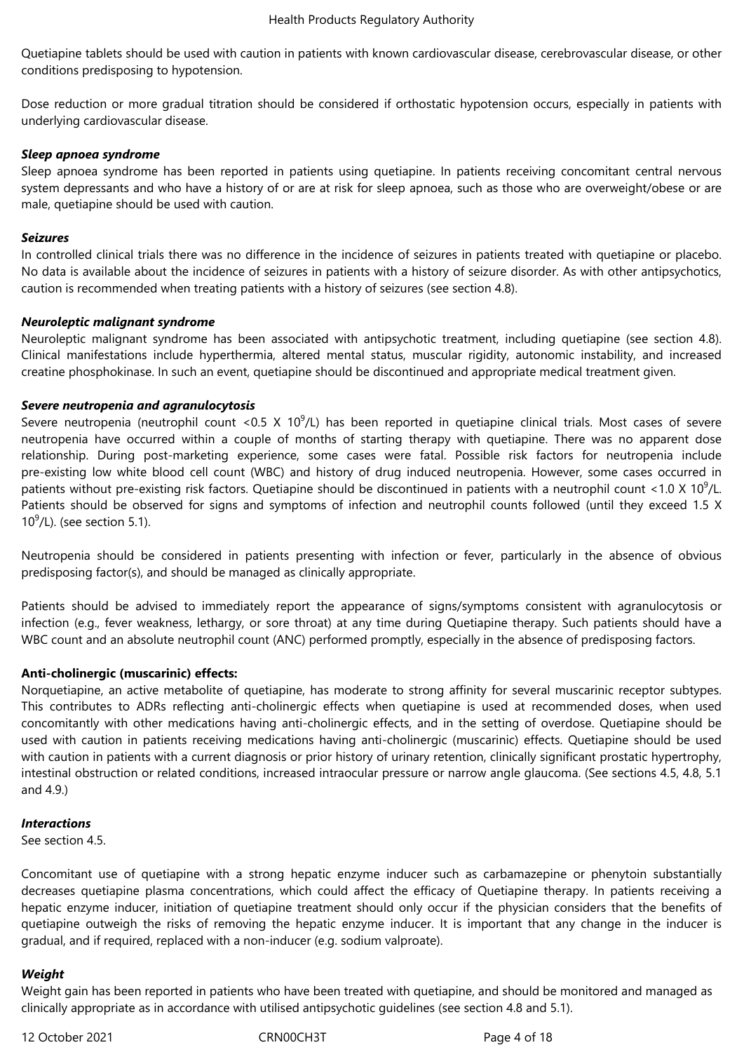Quetiapine tablets should be used with caution in patients with known cardiovascular disease, cerebrovascular disease, or other conditions predisposing to hypotension.

Dose reduction or more gradual titration should be considered if orthostatic hypotension occurs, especially in patients with underlying cardiovascular disease.

***Sleep apnoea syndrome***

Sleep apnoea syndrome has been reported in patients using quetiapine. In patients receiving concomitant central nervous system depressants and who have a history of or are at risk for sleep apnoea, such as those who are overweight/obese or are male, quetiapine should be used with caution.

***Seizures***

In controlled clinical trials there was no difference in the incidence of seizures in patients treated with quetiapine or placebo. No data is available about the incidence of seizures in patients with a history of seizure disorder. As with other antipsychotics, caution is recommended when treating patients with a history of seizures (see section 4.8).

***Neuroleptic malignant syndrome***

Neuroleptic malignant syndrome has been associated with antipsychotic treatment, including quetiapine (see section 4.8). Clinical manifestations include hyperthermia, altered mental status, muscular rigidity, autonomic instability, and increased creatine phosphokinase. In such an event, quetiapine should be discontinued and appropriate medical treatment given.

***Severe neutropenia and agranulocytosis***

Severe neutropenia (neutrophil count <0.5 X $10^9$/L) has been reported in quetiapine clinical trials. Most cases of severe neutropenia have occurred within a couple of months of starting therapy with quetiapine. There was no apparent dose relationship. During post-marketing experience, some cases were fatal. Possible risk factors for neutropenia include pre-existing low white blood cell count (WBC) and history of drug induced neutropenia. However, some cases occurred in patients without pre-existing risk factors. Quetiapine should be discontinued in patients with a neutrophil count <1.0 X $10^9$/L. Patients should be observed for signs and symptoms of infection and neutrophil counts followed (until they exceed 1.5 X $10^9$/L). (see section 5.1).

Neutropenia should be considered in patients presenting with infection or fever, particularly in the absence of obvious predisposing factor(s), and should be managed as clinically appropriate.

Patients should be advised to immediately report the appearance of signs/symptoms consistent with agranulocytosis or infection (e.g., fever weakness, lethargy, or sore throat) at any time during Quetiapine therapy. Such patients should have a WBC count and an absolute neutrophil count (ANC) performed promptly, especially in the absence of predisposing factors.

**Anti-cholinergic (muscarinic) effects:**

Norquetiapine, an active metabolite of quetiapine, has moderate to strong affinity for several muscarinic receptor subtypes. This contributes to ADRs reflecting anti-cholinergic effects when quetiapine is used at recommended doses, when used concomitantly with other medications having anti-cholinergic effects, and in the setting of overdose. Quetiapine should be used with caution in patients receiving medications having anti-cholinergic (muscarinic) effects. Quetiapine should be used with caution in patients with a current diagnosis or prior history of urinary retention, clinically significant prostatic hypertrophy, intestinal obstruction or related conditions, increased intraocular pressure or narrow angle glaucoma. (See sections 4.5, 4.8, 5.1 and 4.9.)

***Interactions***

See section 4.5.

Concomitant use of quetiapine with a strong hepatic enzyme inducer such as carbamazepine or phenytoin substantially decreases quetiapine plasma concentrations, which could affect the efficacy of Quetiapine therapy. In patients receiving a hepatic enzyme inducer, initiation of quetiapine treatment should only occur if the physician considers that the benefits of quetiapine outweigh the risks of removing the hepatic enzyme inducer. It is important that any change in the inducer is gradual, and if required, replaced with a non-inducer (e.g. sodium valproate).

***Weight***

Weight gain has been reported in patients who have been treated with quetiapine, and should be monitored and managed as clinically appropriate as in accordance with utilised antipsychotic guidelines (see section 4.8 and 5.1).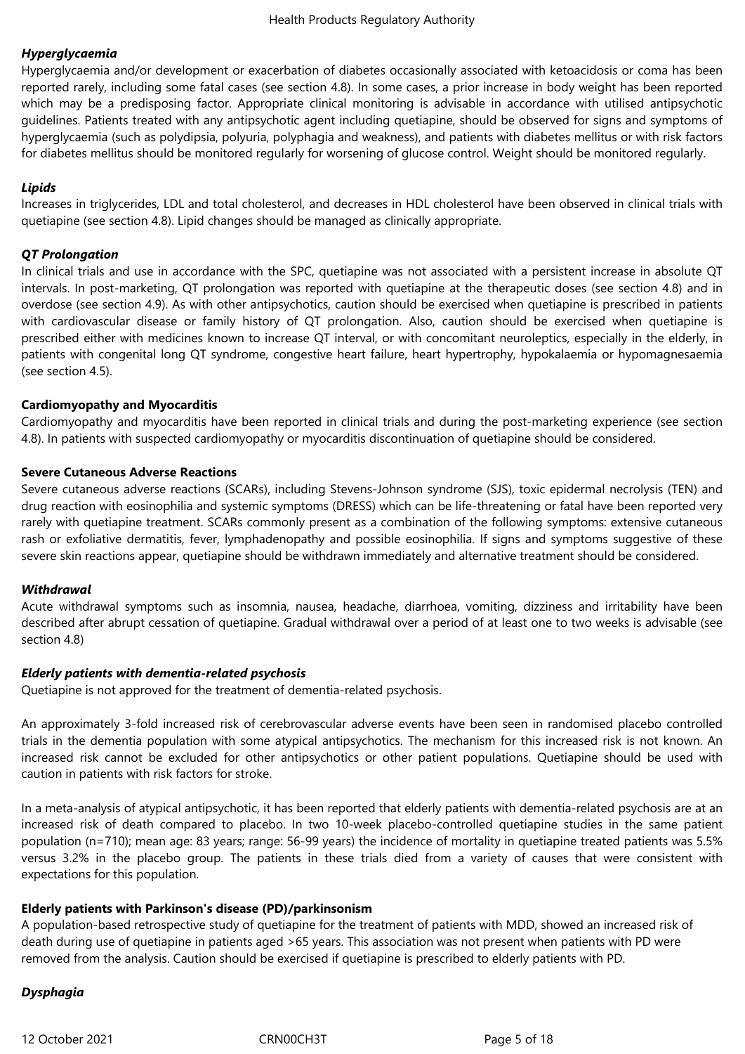***Hyperglycaemia***

Hyperglycaemia and/or development or exacerbation of diabetes occasionally associated with ketoacidosis or coma has been reported rarely, including some fatal cases (see section 4.8). In some cases, a prior increase in body weight has been reported which may be a predisposing factor. Appropriate clinical monitoring is advisable in accordance with utilised antipsychotic guidelines. Patients treated with any antipsychotic agent including quetiapine, should be observed for signs and symptoms of hyperglycaemia (such as polydipsia, polyuria, polyphagia and weakness), and patients with diabetes mellitus or with risk factors for diabetes mellitus should be monitored regularly for worsening of glucose control. Weight should be monitored regularly.

***Lipids***

Increases in triglycerides, LDL and total cholesterol, and decreases in HDL cholesterol have been observed in clinical trials with quetiapine (see section 4.8). Lipid changes should be managed as clinically appropriate.

***QT Prolongation***

In clinical trials and use in accordance with the SPC, quetiapine was not associated with a persistent increase in absolute QT intervals. In post-marketing, QT prolongation was reported with quetiapine at the therapeutic doses (see section 4.8) and in overdose (see section 4.9). As with other antipsychotics, caution should be exercised when quetiapine is prescribed in patients with cardiovascular disease or family history of QT prolongation. Also, caution should be exercised when quetiapine is prescribed either with medicines known to increase QT interval, or with concomitant neuroleptics, especially in the elderly, in patients with congenital long QT syndrome, congestive heart failure, heart hypertrophy, hypokalaemia or hypomagnesaemia (see section 4.5).

**Cardiomyopathy and Myocarditis**

Cardiomyopathy and myocarditis have been reported in clinical trials and during the post-marketing experience (see section 4.8). In patients with suspected cardiomyopathy or myocarditis discontinuation of quetiapine should be considered.

**Severe Cutaneous Adverse Reactions**

Severe cutaneous adverse reactions (SCARs), including Stevens-Johnson syndrome (SJS), toxic epidermal necrolysis (TEN) and drug reaction with eosinophilia and systemic symptoms (DRESS) which can be life-threatening or fatal have been reported very rarely with quetiapine treatment. SCARs commonly present as a combination of the following symptoms: extensive cutaneous rash or exfoliative dermatitis, fever, lymphadenopathy and possible eosinophilia. If signs and symptoms suggestive of these severe skin reactions appear, quetiapine should be withdrawn immediately and alternative treatment should be considered.

***Withdrawal***

Acute withdrawal symptoms such as insomnia, nausea, headache, diarrhoea, vomiting, dizziness and irritability have been described after abrupt cessation of quetiapine. Gradual withdrawal over a period of at least one to two weeks is advisable (see section 4.8)

***Elderly patients with dementia-related psychosis***

Quetiapine is not approved for the treatment of dementia-related psychosis.

An approximately 3-fold increased risk of cerebrovascular adverse events have been seen in randomised placebo controlled trials in the dementia population with some atypical antipsychotics. The mechanism for this increased risk is not known. An increased risk cannot be excluded for other antipsychotics or other patient populations. Quetiapine should be used with caution in patients with risk factors for stroke.

In a meta-analysis of atypical antipsychotic, it has been reported that elderly patients with dementia-related psychosis are at an increased risk of death compared to placebo. In two 10-week placebo-controlled quetiapine studies in the same patient population (n=710); mean age: 83 years; range: 56-99 years) the incidence of mortality in quetiapine treated patients was 5.5% versus 3.2% in the placebo group. The patients in these trials died from a variety of causes that were consistent with expectations for this population.

**Elderly patients with Parkinson's disease (PD)/parkinsonism**

A population-based retrospective study of quetiapine for the treatment of patients with MDD, showed an increased risk of death during use of quetiapine in patients aged >65 years. This association was not present when patients with PD were removed from the analysis. Caution should be exercised if quetiapine is prescribed to elderly patients with PD.

***Dysphagia***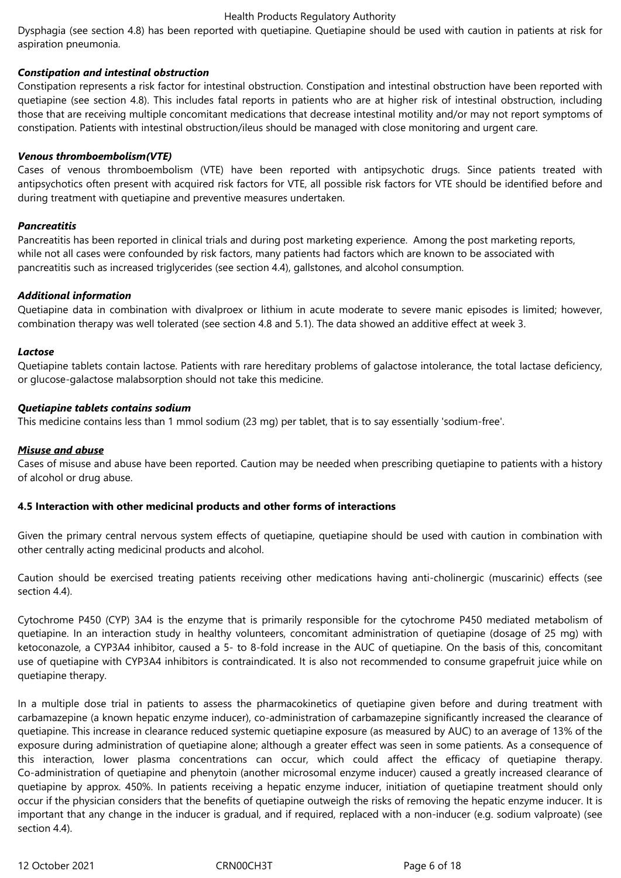Dysphagia (see section 4.8) has been reported with quetiapine. Quetiapine should be used with caution in patients at risk for aspiration pneumonia.

***Constipation and intestinal obstruction***

Constipation represents a risk factor for intestinal obstruction. Constipation and intestinal obstruction have been reported with quetiapine (see section 4.8). This includes fatal reports in patients who are at higher risk of intestinal obstruction, including those that are receiving multiple concomitant medications that decrease intestinal motility and/or may not report symptoms of constipation. Patients with intestinal obstruction/ileus should be managed with close monitoring and urgent care.

***Venous thromboembolism(VTE)***

Cases of venous thromboembolism (VTE) have been reported with antipsychotic drugs. Since patients treated with antipsychotics often present with acquired risk factors for VTE, all possible risk factors for VTE should be identified before and during treatment with quetiapine and preventive measures undertaken.

***Pancreatitis***

Pancreatitis has been reported in clinical trials and during post marketing experience. Among the post marketing reports, while not all cases were confounded by risk factors, many patients had factors which are known to be associated with pancreatitis such as increased triglycerides (see section 4.4), gallstones, and alcohol consumption.

***Additional information***

Quetiapine data in combination with divalproex or lithium in acute moderate to severe manic episodes is limited; however, combination therapy was well tolerated (see section 4.8 and 5.1). The data showed an additive effect at week 3.

***Lactose***

Quetiapine tablets contain lactose. Patients with rare hereditary problems of galactose intolerance, the total lactase deficiency, or glucose-galactose malabsorption should not take this medicine.

***Quetiapine tablets contains sodium***

This medicine contains less than 1 mmol sodium (23 mg) per tablet, that is to say essentially 'sodium-free'.

***Misuse and abuse***

Cases of misuse and abuse have been reported. Caution may be needed when prescribing quetiapine to patients with a history of alcohol or drug abuse.

**4.5 Interaction with other medicinal products and other forms of interactions**

Given the primary central nervous system effects of quetiapine, quetiapine should be used with caution in combination with other centrally acting medicinal products and alcohol.

Caution should be exercised treating patients receiving other medications having anti-cholinergic (muscarinic) effects (see section 4.4).

Cytochrome P450 (CYP) 3A4 is the enzyme that is primarily responsible for the cytochrome P450 mediated metabolism of quetiapine. In an interaction study in healthy volunteers, concomitant administration of quetiapine (dosage of 25 mg) with ketoconazole, a CYP3A4 inhibitor, caused a 5- to 8-fold increase in the AUC of quetiapine. On the basis of this, concomitant use of quetiapine with CYP3A4 inhibitors is contraindicated. It is also not recommended to consume grapefruit juice while on quetiapine therapy.

In a multiple dose trial in patients to assess the pharmacokinetics of quetiapine given before and during treatment with carbamazepine (a known hepatic enzyme inducer), co-administration of carbamazepine significantly increased the clearance of quetiapine. This increase in clearance reduced systemic quetiapine exposure (as measured by AUC) to an average of 13% of the exposure during administration of quetiapine alone; although a greater effect was seen in some patients. As a consequence of this interaction, lower plasma concentrations can occur, which could affect the efficacy of quetiapine therapy. Co-administration of quetiapine and phenytoin (another microsomal enzyme inducer) caused a greatly increased clearance of quetiapine by approx. 450%. In patients receiving a hepatic enzyme inducer, initiation of quetiapine treatment should only occur if the physician considers that the benefits of quetiapine outweigh the risks of removing the hepatic enzyme inducer. It is important that any change in the inducer is gradual, and if required, replaced with a non-inducer (e.g. sodium valproate) (see section 4.4).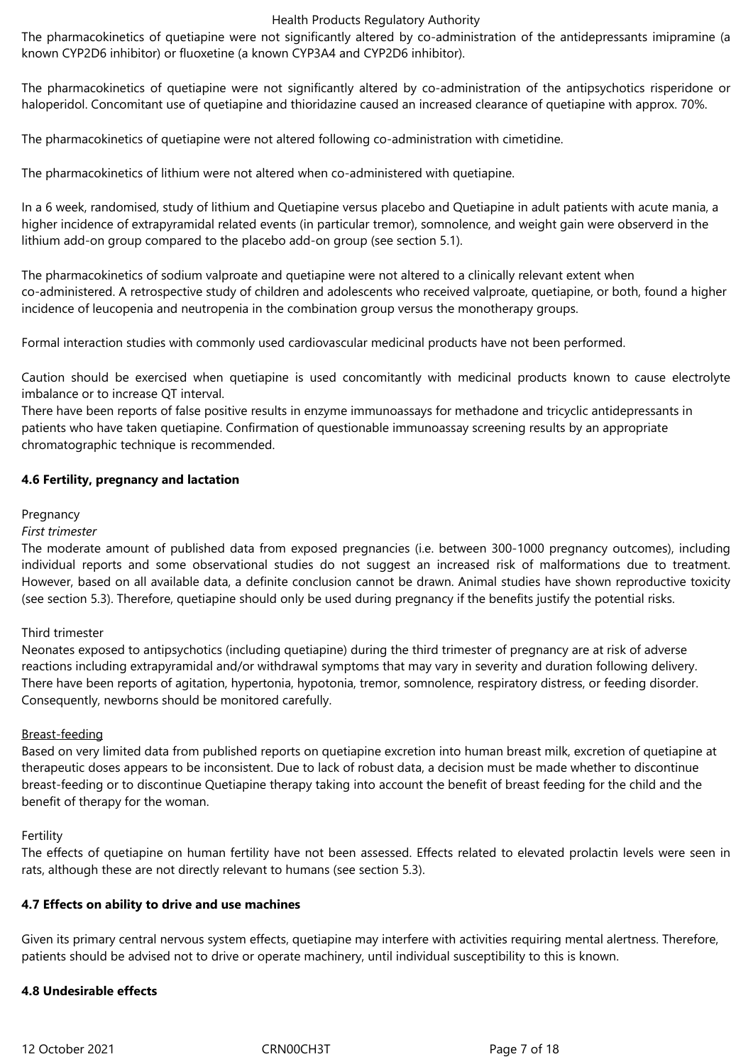The pharmacokinetics of quetiapine were not significantly altered by co-administration of the antidepressants imipramine (a known CYP2D6 inhibitor) or fluoxetine (a known CYP3A4 and CYP2D6 inhibitor).

The pharmacokinetics of quetiapine were not significantly altered by co-administration of the antipsychotics risperidone or haloperidol. Concomitant use of quetiapine and thioridazine caused an increased clearance of quetiapine with approx. 70%.

The pharmacokinetics of quetiapine were not altered following co-administration with cimetidine.

The pharmacokinetics of lithium were not altered when co-administered with quetiapine.

In a 6 week, randomised, study of lithium and Quetiapine versus placebo and Quetiapine in adult patients with acute mania, a higher incidence of extrapyramidal related events (in particular tremor), somnolence, and weight gain were observerd in the lithium add-on group compared to the placebo add-on group (see section 5.1).

The pharmacokinetics of sodium valproate and quetiapine were not altered to a clinically relevant extent when co-administered. A retrospective study of children and adolescents who received valproate, quetiapine, or both, found a higher incidence of leucopenia and neutropenia in the combination group versus the monotherapy groups.

Formal interaction studies with commonly used cardiovascular medicinal products have not been performed.

Caution should be exercised when quetiapine is used concomitantly with medicinal products known to cause electrolyte imbalance or to increase QT interval.
There have been reports of false positive results in enzyme immunoassays for methadone and tricyclic antidepressants in patients who have taken quetiapine. Confirmation of questionable immunoassay screening results by an appropriate chromatographic technique is recommended.

## 4.6 Fertility, pregnancy and lactation

Pregnancy

*First trimester*

The moderate amount of published data from exposed pregnancies (i.e. between 300-1000 pregnancy outcomes), including individual reports and some observational studies do not suggest an increased risk of malformations due to treatment. However, based on all available data, a definite conclusion cannot be drawn. Animal studies have shown reproductive toxicity (see section 5.3). Therefore, quetiapine should only be used during pregnancy if the benefits justify the potential risks.

Third trimester

Neonates exposed to antipsychotics (including quetiapine) during the third trimester of pregnancy are at risk of adverse reactions including extrapyramidal and/or withdrawal symptoms that may vary in severity and duration following delivery. There have been reports of agitation, hypertonia, hypotonia, tremor, somnolence, respiratory distress, or feeding disorder. Consequently, newborns should be monitored carefully.

Breast-feeding

Based on very limited data from published reports on quetiapine excretion into human breast milk, excretion of quetiapine at therapeutic doses appears to be inconsistent. Due to lack of robust data, a decision must be made whether to discontinue breast-feeding or to discontinue Quetiapine therapy taking into account the benefit of breast feeding for the child and the benefit of therapy for the woman.

Fertility

The effects of quetiapine on human fertility have not been assessed. Effects related to elevated prolactin levels were seen in rats, although these are not directly relevant to humans (see section 5.3).

## 4.7 Effects on ability to drive and use machines

Given its primary central nervous system effects, quetiapine may interfere with activities requiring mental alertness. Therefore, patients should be advised not to drive or operate machinery, until individual susceptibility to this is known.

## 4.8 Undesirable effects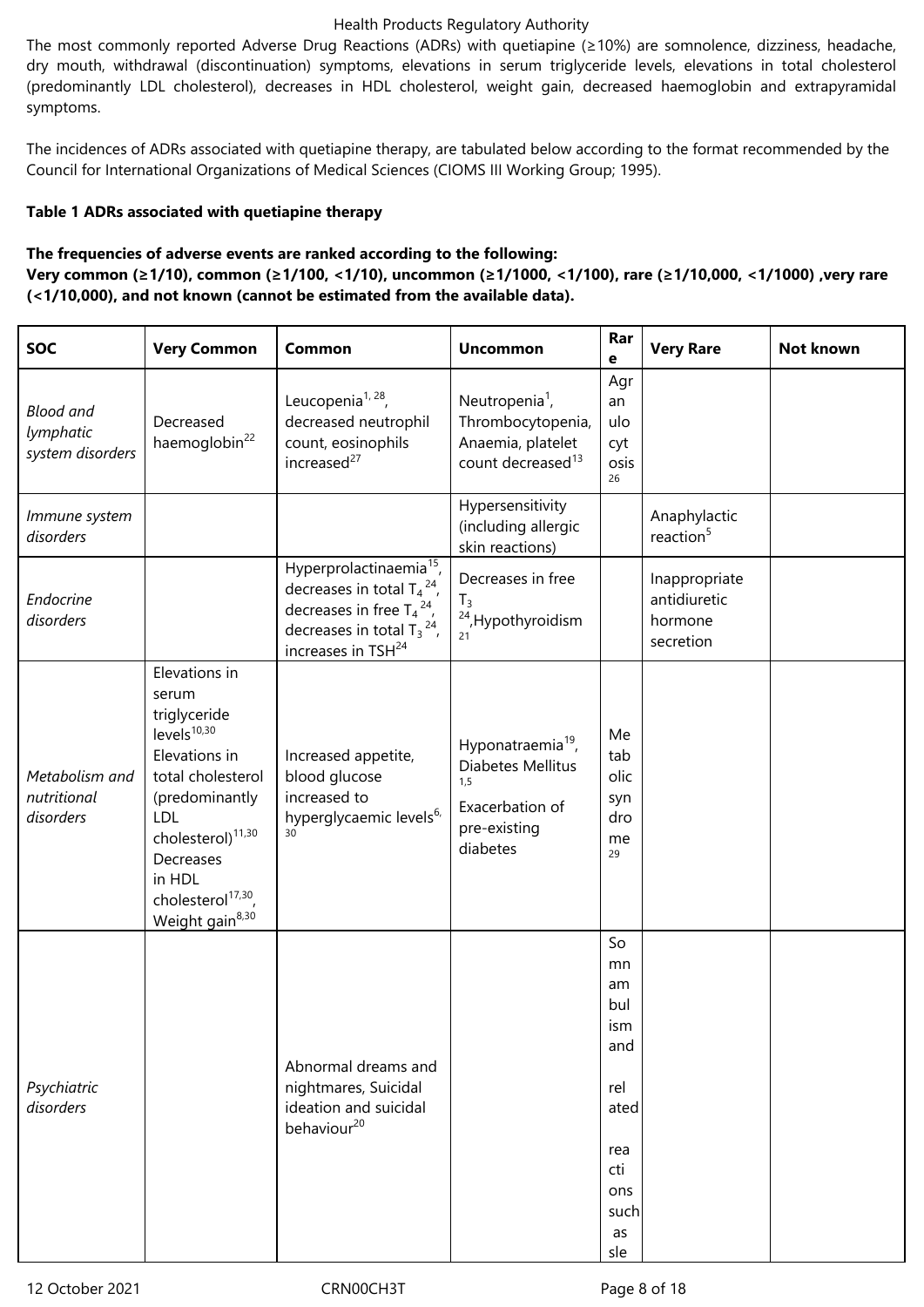The most commonly reported Adverse Drug Reactions (ADRs) with quetiapine (≥10%) are somnolence, dizziness, headache, dry mouth, withdrawal (discontinuation) symptoms, elevations in serum triglyceride levels, elevations in total cholesterol (predominantly LDL cholesterol), decreases in HDL cholesterol, weight gain, decreased haemoglobin and extrapyramidal symptoms.

The incidences of ADRs associated with quetiapine therapy, are tabulated below according to the format recommended by the Council for International Organizations of Medical Sciences (CIOMS III Working Group; 1995).

**Table 1 ADRs associated with quetiapine therapy**

**The frequencies of adverse events are ranked according to the following:**
**Very common (≥1/10), common (≥1/100, <1/10), uncommon (≥1/1000, <1/100), rare (≥1/10,000, <1/1000) ,very rare (<1/10,000), and not known (cannot be estimated from the available data).**

| SOC | Very Common | Common | Uncommon | Rare | Very Rare | Not known |
|---|---|---|---|---|---|---|
| *Blood and lymphatic system disorders* | Decreased haemoglobin[22] | Leucopenia[1, 28], decreased neutrophil count, eosinophils increased[27] | Neutropenia[1], Thrombocytopenia, Anaemia, platelet count decreased[13] | Agranulocytosis[26] | | |
| *Immune system disorders* | | | Hypersensitivity (including allergic skin reactions) | | Anaphylactic reaction[5] | |
| *Endocrine disorders* | | Hyperprolactinaemia[15], decreases in total $T_4$[24], decreases in free $T_4$[24], decreases in total $T_3$[24], increases in TSH[24] | Decreases in free $T_3$[24], Hypothyroidism[21] | | Inappropriate antidiuretic hormone secretion | |
| *Metabolism and nutritional disorders* | Elevations in serum triglyceride levels[10,30] Elevations in total cholesterol (predominantly LDL cholesterol)[11,30] Decreases in HDL cholesterol[17,30], Weight gain[8,30] | Increased appetite, blood glucose increased to hyperglycaemic levels[6, 30] | Hyponatraemia[19], Diabetes Mellitus[1,5] Exacerbation of pre-existing diabetes | Metabolic syndrome[29] | | |
| *Psychiatric disorders* | | Abnormal dreams and nightmares, Suicidal ideation and suicidal behaviour[20] | | Somnambulism and related reactions such as sle | | |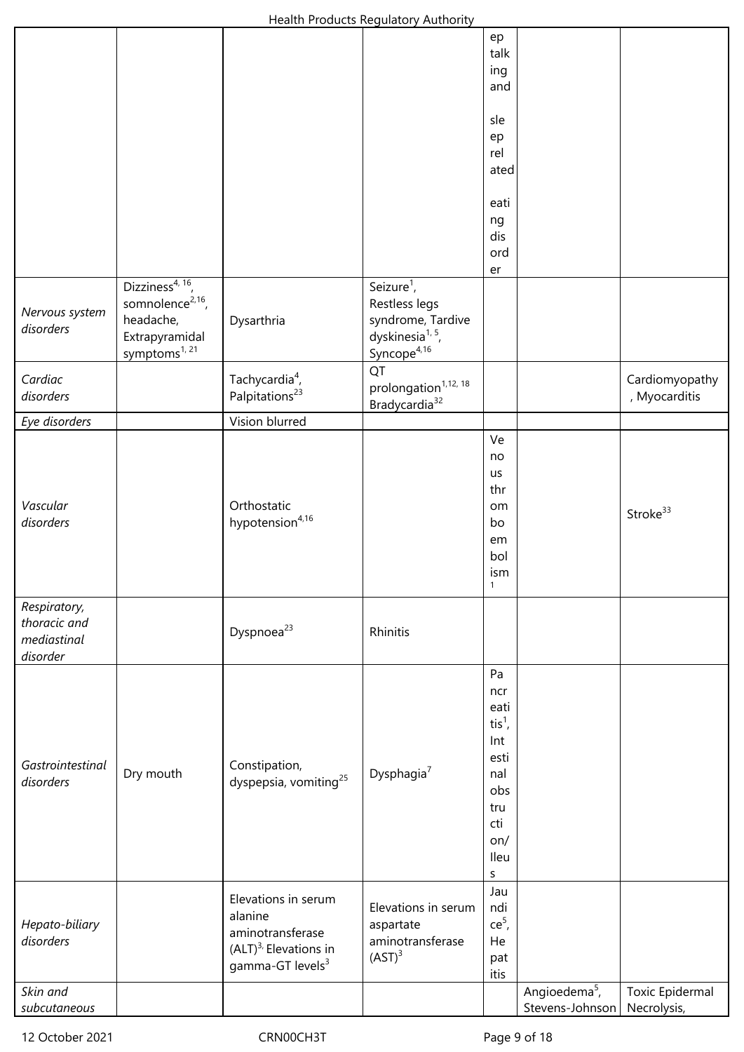| | | | | | | |
|---|---|---|---|---|---|---|
| | | | | ep talking and sleep related eating disorder | | |
| *Nervous system disorders* | Dizziness[4, 16], somnolence[2,16], headache, Extrapyramidal symptoms[1, 21] | Dysarthria | Seizure[1], Restless legs syndrome, Tardive dyskinesia[1, 5], Syncope[4,16] | | | |
| *Cardiac disorders* | | Tachycardia[4], Palpitations[23] | QT prolongation[1,12, 18] Bradycardia[32] | | | Cardiomyopathy, Myocarditis |
| *Eye disorders* | | Vision blurred | | | | |
| *Vascular disorders* | | Orthostatic hypotension[4,16] | | Venous thromboembolism[1] | | Stroke[33] |
| *Respiratory, thoracic and mediastinal disorder* | | Dyspnoea[23] | Rhinitis | | | |
| *Gastrointestinal disorders* | Dry mouth | Constipation, dyspepsia, vomiting[25] | Dysphagia[7] | Pancreatitis[1], Intestinal obstruction/ Ileus | | |
| *Hepato-biliary disorders* | | Elevations in serum alanine aminotransferase (ALT)[3], Elevations in gamma-GT levels[3] | Elevations in serum aspartate aminotransferase (AST)[3] | Jaundice[5], Hepatitis | | |
| *Skin and subcutaneous* | | | | | Angioedema[5], Stevens-Johnson | Toxic Epidermal Necrolysis, |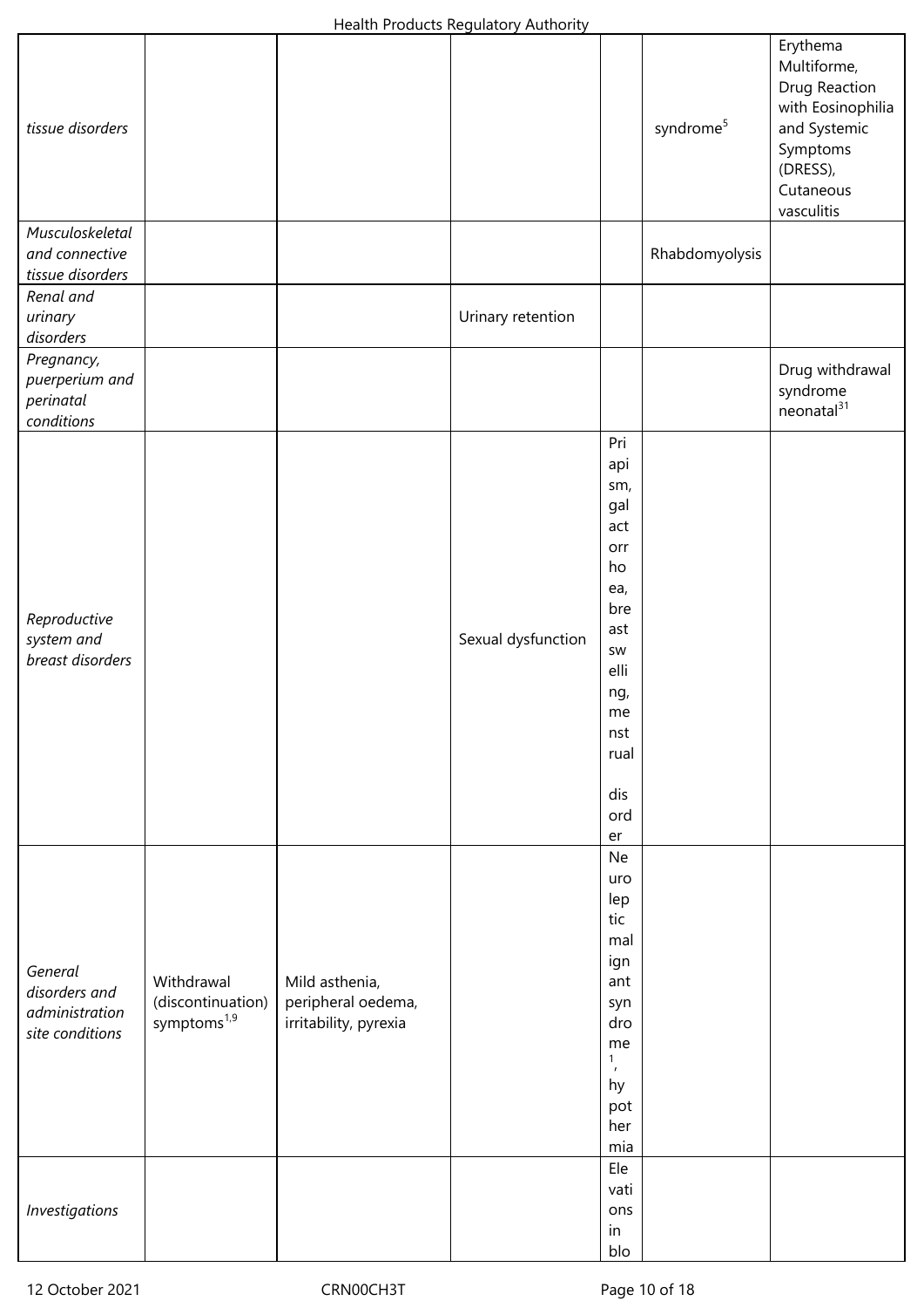| tissue disorders | | | | | syndrome[5] | Erythema Multiforme, Drug Reaction with Eosinophilia and Systemic Symptoms (DRESS), Cutaneous vasculitis |
|---|---|---|---|---|---|---|
| *Musculoskeletal and connective tissue disorders* | | | | | Rhabdomyolysis | |
| *Renal and urinary disorders* | | | Urinary retention | | | |
| *Pregnancy, puerperium and perinatal conditions* | | | | | | Drug withdrawal syndrome neonatal[31] |
| *Reproductive system and breast disorders* | | | Sexual dysfunction | Priapism, galactorrhoea, breast swelling, menstrual disorder | | |
| *General disorders and administration site conditions* | Withdrawal (discontinuation) symptoms[1,9] | Mild asthenia, peripheral oedema, irritability, pyrexia | | Neuroleptic malignant syndrome[1], hypothermia | | |
| *Investigations* | | | | Elevations in blo | | |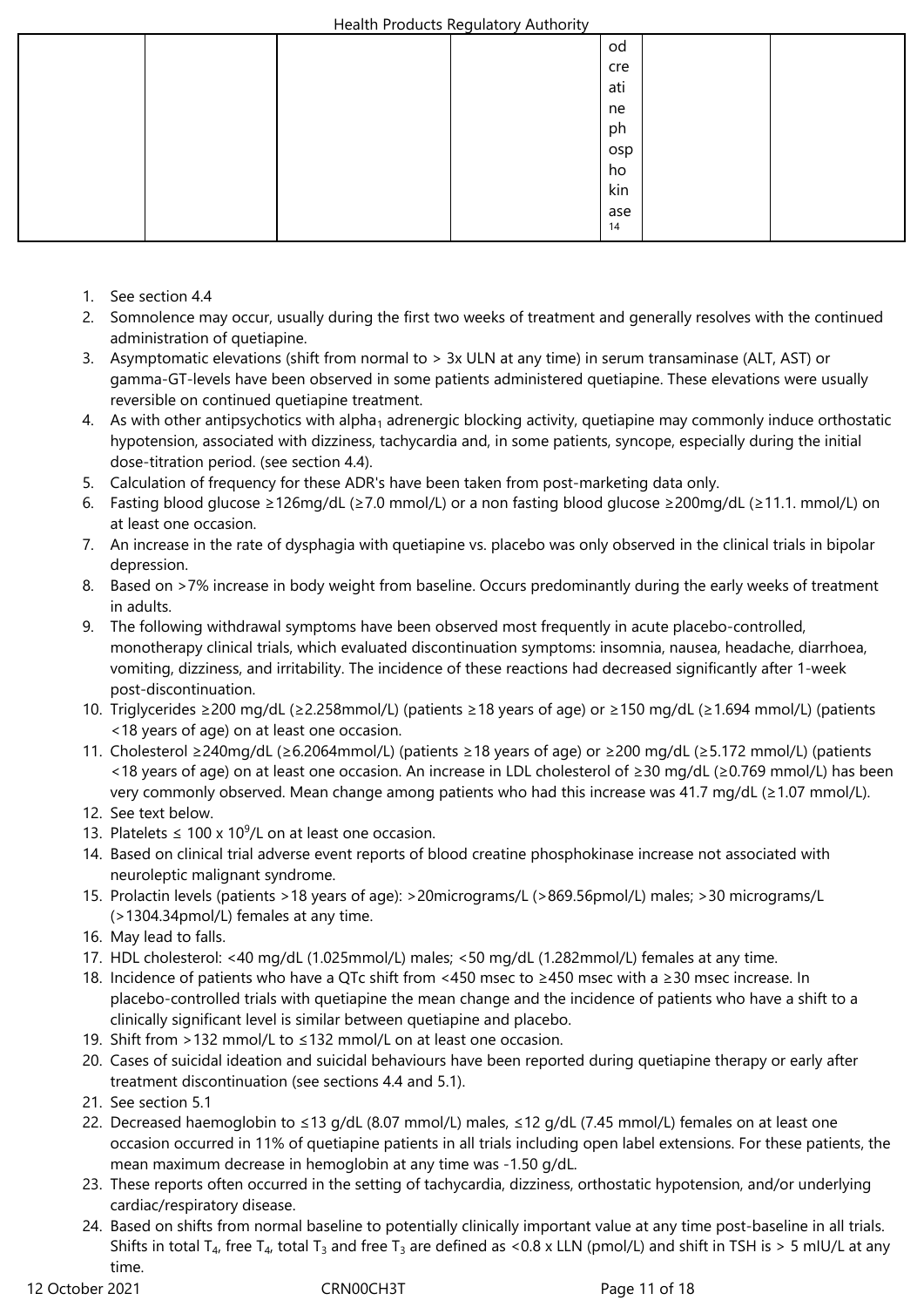| | | | | od creatine phosphokinase[14] | | |
|---|---|---|---|---|---|---|

1. See section 4.4
2. Somnolence may occur, usually during the first two weeks of treatment and generally resolves with the continued administration of quetiapine.
3. Asymptomatic elevations (shift from normal to > 3x ULN at any time) in serum transaminase (ALT, AST) or gamma-GT-levels have been observed in some patients administered quetiapine. These elevations were usually reversible on continued quetiapine treatment.
4. As with other antipsychotics with alpha$_1$ adrenergic blocking activity, quetiapine may commonly induce orthostatic hypotension, associated with dizziness, tachycardia and, in some patients, syncope, especially during the initial dose-titration period. (see section 4.4).
5. Calculation of frequency for these ADR's have been taken from post-marketing data only.
6. Fasting blood glucose ≥126mg/dL (≥7.0 mmol/L) or a non fasting blood glucose ≥200mg/dL (≥11.1. mmol/L) on at least one occasion.
7. An increase in the rate of dysphagia with quetiapine vs. placebo was only observed in the clinical trials in bipolar depression.
8. Based on >7% increase in body weight from baseline. Occurs predominantly during the early weeks of treatment in adults.
9. The following withdrawal symptoms have been observed most frequently in acute placebo-controlled, monotherapy clinical trials, which evaluated discontinuation symptoms: insomnia, nausea, headache, diarrhoea, vomiting, dizziness, and irritability. The incidence of these reactions had decreased significantly after 1-week post-discontinuation.
10. Triglycerides ≥200 mg/dL (≥2.258mmol/L) (patients ≥18 years of age) or ≥150 mg/dL (≥1.694 mmol/L) (patients <18 years of age) on at least one occasion.
11. Cholesterol ≥240mg/dL (≥6.2064mmol/L) (patients ≥18 years of age) or ≥200 mg/dL (≥5.172 mmol/L) (patients <18 years of age) on at least one occasion. An increase in LDL cholesterol of ≥30 mg/dL (≥0.769 mmol/L) has been very commonly observed. Mean change among patients who had this increase was 41.7 mg/dL (≥1.07 mmol/L).
12. See text below.
13. Platelets ≤ 100 x $10^9$/L on at least one occasion.
14. Based on clinical trial adverse event reports of blood creatine phosphokinase increase not associated with neuroleptic malignant syndrome.
15. Prolactin levels (patients >18 years of age): >20micrograms/L (>869.56pmol/L) males; >30 micrograms/L (>1304.34pmol/L) females at any time.
16. May lead to falls.
17. HDL cholesterol: <40 mg/dL (1.025mmol/L) males; <50 mg/dL (1.282mmol/L) females at any time.
18. Incidence of patients who have a QTc shift from <450 msec to ≥450 msec with a ≥30 msec increase. In placebo-controlled trials with quetiapine the mean change and the incidence of patients who have a shift to a clinically significant level is similar between quetiapine and placebo.
19. Shift from >132 mmol/L to ≤132 mmol/L on at least one occasion.
20. Cases of suicidal ideation and suicidal behaviours have been reported during quetiapine therapy or early after treatment discontinuation (see sections 4.4 and 5.1).
21. See section 5.1
22. Decreased haemoglobin to ≤13 g/dL (8.07 mmol/L) males, ≤12 g/dL (7.45 mmol/L) females on at least one occasion occurred in 11% of quetiapine patients in all trials including open label extensions. For these patients, the mean maximum decrease in hemoglobin at any time was -1.50 g/dL.
23. These reports often occurred in the setting of tachycardia, dizziness, orthostatic hypotension, and/or underlying cardiac/respiratory disease.
24. Based on shifts from normal baseline to potentially clinically important value at any time post-baseline in all trials. Shifts in total $T_4$, free $T_4$, total $T_3$ and free $T_3$ are defined as <0.8 x LLN (pmol/L) and shift in TSH is > 5 mIU/L at any time.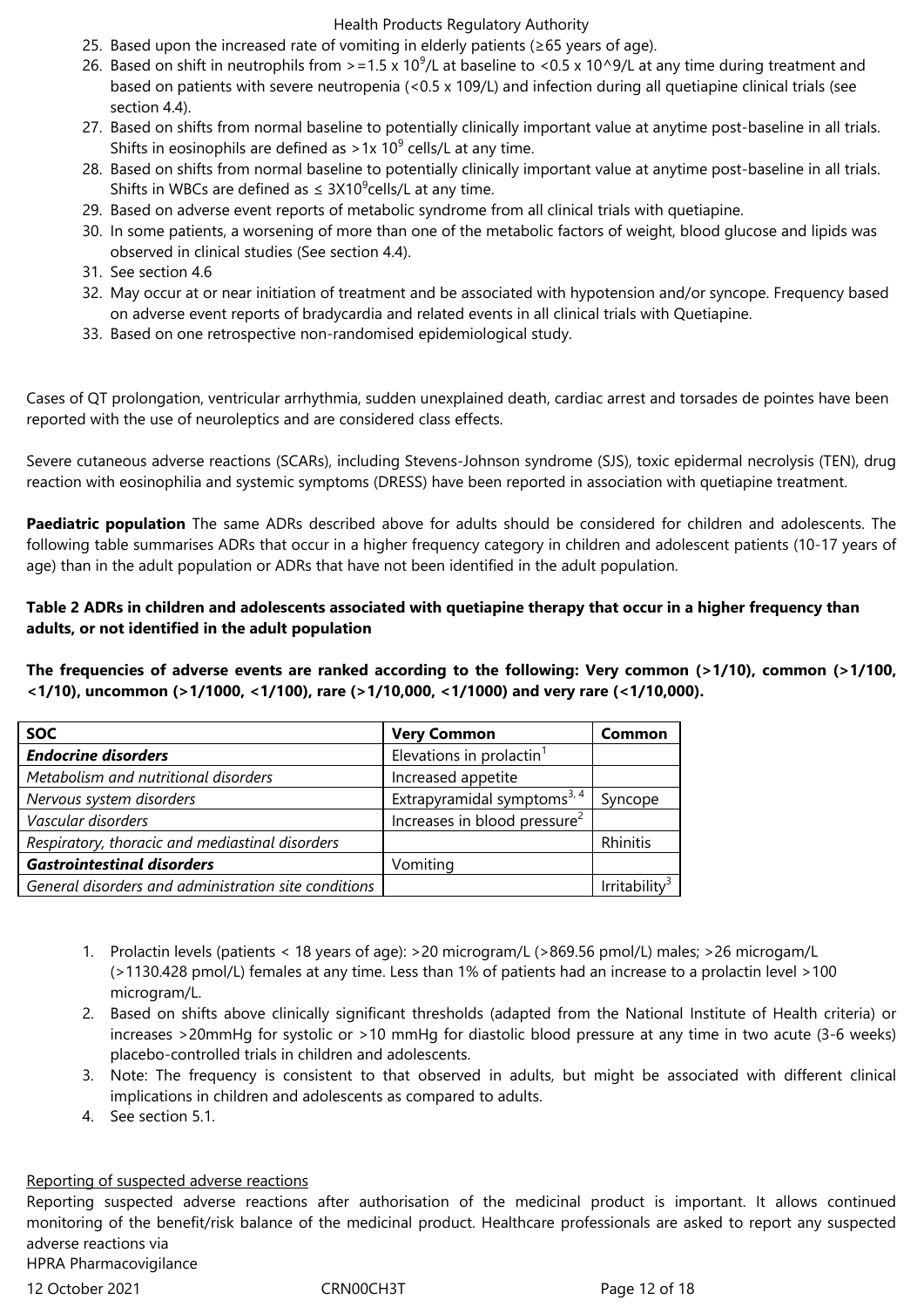25. Based upon the increased rate of vomiting in elderly patients (≥65 years of age).
26. Based on shift in neutrophils from >=1.5 x $10^9$/L at baseline to <0.5 x 10^9/L at any time during treatment and based on patients with severe neutropenia (<0.5 x 109/L) and infection during all quetiapine clinical trials (see section 4.4).
27. Based on shifts from normal baseline to potentially clinically important value at anytime post-baseline in all trials. Shifts in eosinophils are defined as >1x $10^9$ cells/L at any time.
28. Based on shifts from normal baseline to potentially clinically important value at anytime post-baseline in all trials. Shifts in WBCs are defined as ≤ 3X$10^9$cells/L at any time.
29. Based on adverse event reports of metabolic syndrome from all clinical trials with quetiapine.
30. In some patients, a worsening of more than one of the metabolic factors of weight, blood glucose and lipids was observed in clinical studies (See section 4.4).
31. See section 4.6
32. May occur at or near initiation of treatment and be associated with hypotension and/or syncope. Frequency based on adverse event reports of bradycardia and related events in all clinical trials with Quetiapine.
33. Based on one retrospective non-randomised epidemiological study.

Cases of QT prolongation, ventricular arrhythmia, sudden unexplained death, cardiac arrest and torsades de pointes have been reported with the use of neuroleptics and are considered class effects.

Severe cutaneous adverse reactions (SCARs), including Stevens-Johnson syndrome (SJS), toxic epidermal necrolysis (TEN), drug reaction with eosinophilia and systemic symptoms (DRESS) have been reported in association with quetiapine treatment.

**Paediatric population** The same ADRs described above for adults should be considered for children and adolescents. The following table summarises ADRs that occur in a higher frequency category in children and adolescent patients (10-17 years of age) than in the adult population or ADRs that have not been identified in the adult population.

**Table 2 ADRs in children and adolescents associated with quetiapine therapy that occur in a higher frequency than adults, or not identified in the adult population**

**The frequencies of adverse events are ranked according to the following: Very common (>1/10), common (>1/100, <1/10), uncommon (>1/1000, <1/100), rare (>1/10,000, <1/1000) and very rare (<1/10,000).**

| SOC | Very Common | Common |
|---|---|---|
| ***Endocrine disorders*** | Elevations in prolactin[1] | |
| *Metabolism and nutritional disorders* | Increased appetite | |
| *Nervous system disorders* | Extrapyramidal symptoms[3, 4] | Syncope |
| *Vascular disorders* | Increases in blood pressure[2] | |
| *Respiratory, thoracic and mediastinal disorders* | | Rhinitis |
| ***Gastrointestinal disorders*** | Vomiting | |
| *General disorders and administration site conditions* | | Irritability[3] |

1. Prolactin levels (patients < 18 years of age): >20 microgram/L (>869.56 pmol/L) males; >26 microgam/L (>1130.428 pmol/L) females at any time. Less than 1% of patients had an increase to a prolactin level >100 microgram/L.
2. Based on shifts above clinically significant thresholds (adapted from the National Institute of Health criteria) or increases >20mmHg for systolic or >10 mmHg for diastolic blood pressure at any time in two acute (3-6 weeks) placebo-controlled trials in children and adolescents.
3. Note: The frequency is consistent to that observed in adults, but might be associated with different clinical implications in children and adolescents as compared to adults.
4. See section 5.1.

Reporting of suspected adverse reactions

Reporting suspected adverse reactions after authorisation of the medicinal product is important. It allows continued monitoring of the benefit/risk balance of the medicinal product. Healthcare professionals are asked to report any suspected adverse reactions via
HPRA Pharmacovigilance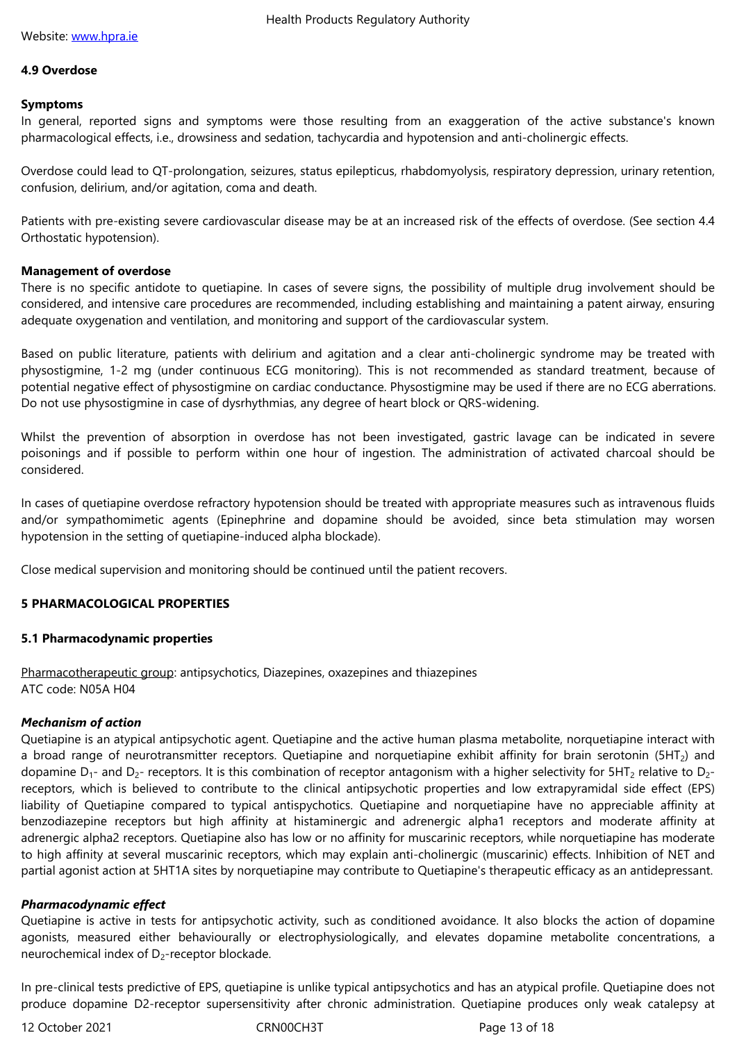Website: www.hpra.ie

**4.9 Overdose**

**Symptoms**

In general, reported signs and symptoms were those resulting from an exaggeration of the active substance's known pharmacological effects, i.e., drowsiness and sedation, tachycardia and hypotension and anti-cholinergic effects.

Overdose could lead to QT-prolongation, seizures, status epilepticus, rhabdomyolysis, respiratory depression, urinary retention, confusion, delirium, and/or agitation, coma and death.

Patients with pre-existing severe cardiovascular disease may be at an increased risk of the effects of overdose. (See section 4.4 Orthostatic hypotension).

**Management of overdose**

There is no specific antidote to quetiapine. In cases of severe signs, the possibility of multiple drug involvement should be considered, and intensive care procedures are recommended, including establishing and maintaining a patent airway, ensuring adequate oxygenation and ventilation, and monitoring and support of the cardiovascular system.

Based on public literature, patients with delirium and agitation and a clear anti-cholinergic syndrome may be treated with physostigmine, 1-2 mg (under continuous ECG monitoring). This is not recommended as standard treatment, because of potential negative effect of physostigmine on cardiac conductance. Physostigmine may be used if there are no ECG aberrations. Do not use physostigmine in case of dysrhythmias, any degree of heart block or QRS-widening.

Whilst the prevention of absorption in overdose has not been investigated, gastric lavage can be indicated in severe poisonings and if possible to perform within one hour of ingestion. The administration of activated charcoal should be considered.

In cases of quetiapine overdose refractory hypotension should be treated with appropriate measures such as intravenous fluids and/or sympathomimetic agents (Epinephrine and dopamine should be avoided, since beta stimulation may worsen hypotension in the setting of quetiapine-induced alpha blockade).

Close medical supervision and monitoring should be continued until the patient recovers.

**5 PHARMACOLOGICAL PROPERTIES**

**5.1 Pharmacodynamic properties**

Pharmacotherapeutic group: antipsychotics, Diazepines, oxazepines and thiazepines
ATC code: N05A H04

***Mechanism of action***

Quetiapine is an atypical antipsychotic agent. Quetiapine and the active human plasma metabolite, norquetiapine interact with a broad range of neurotransmitter receptors. Quetiapine and norquetiapine exhibit affinity for brain serotonin ($5HT_2$) and dopamine $D_1$- and $D_2$- receptors. It is this combination of receptor antagonism with a higher selectivity for $5HT_2$ relative to $D_2$-receptors, which is believed to contribute to the clinical antipsychotic properties and low extrapyramidal side effect (EPS) liability of Quetiapine compared to typical antispychotics. Quetiapine and norquetiapine have no appreciable affinity at benzodiazepine receptors but high affinity at histaminergic and adrenergic alpha1 receptors and moderate affinity at adrenergic alpha2 receptors. Quetiapine also has low or no affinity for muscarinic receptors, while norquetiapine has moderate to high affinity at several muscarinic receptors, which may explain anti-cholinergic (muscarinic) effects. Inhibition of NET and partial agonist action at 5HT1A sites by norquetiapine may contribute to Quetiapine's therapeutic efficacy as an antidepressant.

***Pharmacodynamic effect***

Quetiapine is active in tests for antipsychotic activity, such as conditioned avoidance. It also blocks the action of dopamine agonists, measured either behaviourally or electrophysiologically, and elevates dopamine metabolite concentrations, a neurochemical index of $D_2$-receptor blockade.

In pre-clinical tests predictive of EPS, quetiapine is unlike typical antipsychotics and has an atypical profile. Quetiapine does not produce dopamine D2-receptor supersensitivity after chronic administration. Quetiapine produces only weak catalepsy at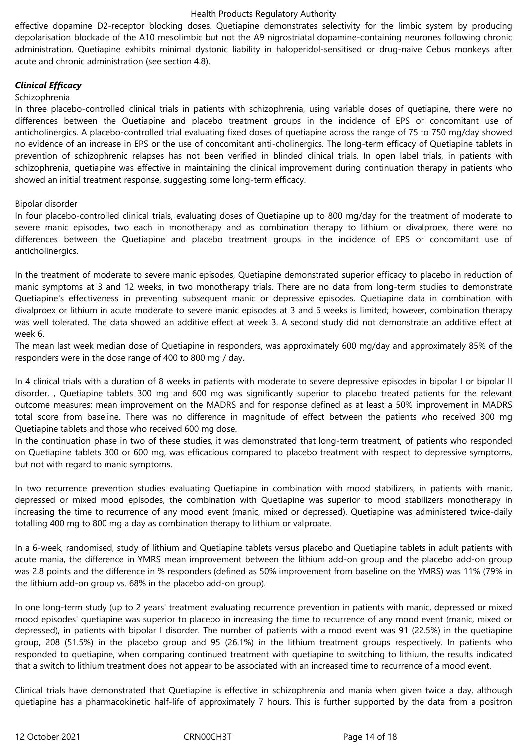effective dopamine D2-receptor blocking doses. Quetiapine demonstrates selectivity for the limbic system by producing depolarisation blockade of the A10 mesolimbic but not the A9 nigrostriatal dopamine-containing neurones following chronic administration. Quetiapine exhibits minimal dystonic liability in haloperidol-sensitised or drug-naive Cebus monkeys after acute and chronic administration (see section 4.8).

***Clinical Efficacy***

Schizophrenia

In three placebo-controlled clinical trials in patients with schizophrenia, using variable doses of quetiapine, there were no differences between the Quetiapine and placebo treatment groups in the incidence of EPS or concomitant use of anticholinergics. A placebo-controlled trial evaluating fixed doses of quetiapine across the range of 75 to 750 mg/day showed no evidence of an increase in EPS or the use of concomitant anti-cholinergics. The long-term efficacy of Quetiapine tablets in prevention of schizophrenic relapses has not been verified in blinded clinical trials. In open label trials, in patients with schizophrenia, quetiapine was effective in maintaining the clinical improvement during continuation therapy in patients who showed an initial treatment response, suggesting some long-term efficacy.

Bipolar disorder

In four placebo-controlled clinical trials, evaluating doses of Quetiapine up to 800 mg/day for the treatment of moderate to severe manic episodes, two each in monotherapy and as combination therapy to lithium or divalproex, there were no differences between the Quetiapine and placebo treatment groups in the incidence of EPS or concomitant use of anticholinergics.

In the treatment of moderate to severe manic episodes, Quetiapine demonstrated superior efficacy to placebo in reduction of manic symptoms at 3 and 12 weeks, in two monotherapy trials. There are no data from long-term studies to demonstrate Quetiapine's effectiveness in preventing subsequent manic or depressive episodes. Quetiapine data in combination with divalproex or lithium in acute moderate to severe manic episodes at 3 and 6 weeks is limited; however, combination therapy was well tolerated. The data showed an additive effect at week 3. A second study did not demonstrate an additive effect at week 6.

The mean last week median dose of Quetiapine in responders, was approximately 600 mg/day and approximately 85% of the responders were in the dose range of 400 to 800 mg / day.

In 4 clinical trials with a duration of 8 weeks in patients with moderate to severe depressive episodes in bipolar I or bipolar II disorder, , Quetiapine tablets 300 mg and 600 mg was significantly superior to placebo treated patients for the relevant outcome measures: mean improvement on the MADRS and for response defined as at least a 50% improvement in MADRS total score from baseline. There was no difference in magnitude of effect between the patients who received 300 mg Quetiapine tablets and those who received 600 mg dose.

In the continuation phase in two of these studies, it was demonstrated that long-term treatment, of patients who responded on Quetiapine tablets 300 or 600 mg, was efficacious compared to placebo treatment with respect to depressive symptoms, but not with regard to manic symptoms.

In two recurrence prevention studies evaluating Quetiapine in combination with mood stabilizers, in patients with manic, depressed or mixed mood episodes, the combination with Quetiapine was superior to mood stabilizers monotherapy in increasing the time to recurrence of any mood event (manic, mixed or depressed). Quetiapine was administered twice-daily totalling 400 mg to 800 mg a day as combination therapy to lithium or valproate.

In a 6-week, randomised, study of lithium and Quetiapine tablets versus placebo and Quetiapine tablets in adult patients with acute mania, the difference in YMRS mean improvement between the lithium add-on group and the placebo add-on group was 2.8 points and the difference in % responders (defined as 50% improvement from baseline on the YMRS) was 11% (79% in the lithium add-on group vs. 68% in the placebo add-on group).

In one long-term study (up to 2 years' treatment evaluating recurrence prevention in patients with manic, depressed or mixed mood episodes' quetiapine was superior to placebo in increasing the time to recurrence of any mood event (manic, mixed or depressed), in patients with bipolar I disorder. The number of patients with a mood event was 91 (22.5%) in the quetiapine group, 208 (51.5%) in the placebo group and 95 (26.1%) in the lithium treatment groups respectively. In patients who responded to quetiapine, when comparing continued treatment with quetiapine to switching to lithium, the results indicated that a switch to lithium treatment does not appear to be associated with an increased time to recurrence of a mood event.

Clinical trials have demonstrated that Quetiapine is effective in schizophrenia and mania when given twice a day, although quetiapine has a pharmacokinetic half-life of approximately 7 hours. This is further supported by the data from a positron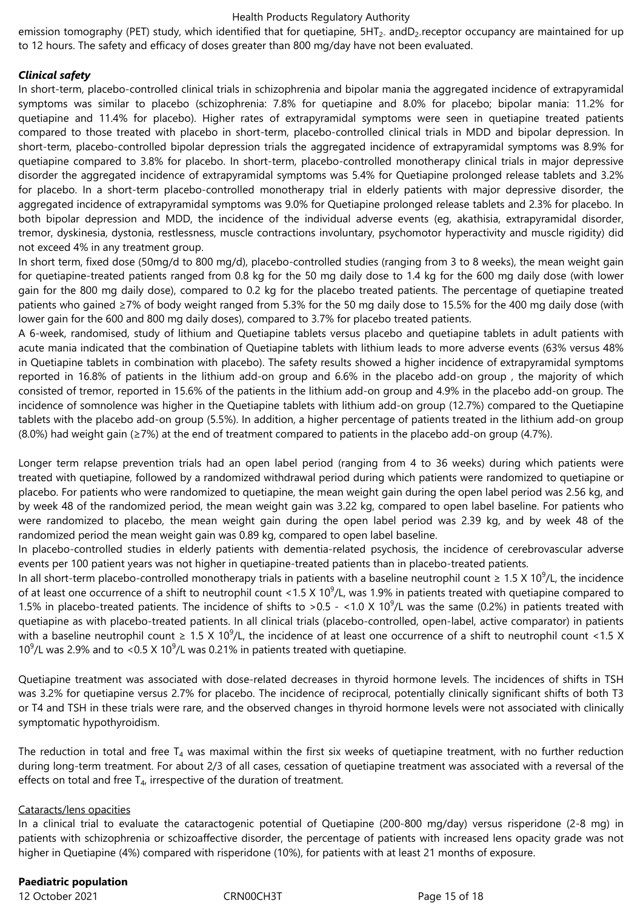emission tomography (PET) study, which identified that for quetiapine, $5HT_{2}$ and $D_2$ receptor occupancy are maintained for up to 12 hours. The safety and efficacy of doses greater than 800 mg/day have not been evaluated.

***Clinical safety***

In short-term, placebo-controlled clinical trials in schizophrenia and bipolar mania the aggregated incidence of extrapyramidal symptoms was similar to placebo (schizophrenia: 7.8% for quetiapine and 8.0% for placebo; bipolar mania: 11.2% for quetiapine and 11.4% for placebo). Higher rates of extrapyramidal symptoms were seen in quetiapine treated patients compared to those treated with placebo in short-term, placebo-controlled clinical trials in MDD and bipolar depression. In short-term, placebo-controlled bipolar depression trials the aggregated incidence of extrapyramidal symptoms was 8.9% for quetiapine compared to 3.8% for placebo. In short-term, placebo-controlled monotherapy clinical trials in major depressive disorder the aggregated incidence of extrapyramidal symptoms was 5.4% for Quetiapine prolonged release tablets and 3.2% for placebo. In a short-term placebo-controlled monotherapy trial in elderly patients with major depressive disorder, the aggregated incidence of extrapyramidal symptoms was 9.0% for Quetiapine prolonged release tablets and 2.3% for placebo. In both bipolar depression and MDD, the incidence of the individual adverse events (eg, akathisia, extrapyramidal disorder, tremor, dyskinesia, dystonia, restlessness, muscle contractions involuntary, psychomotor hyperactivity and muscle rigidity) did not exceed 4% in any treatment group.

In short term, fixed dose (50mg/d to 800 mg/d), placebo-controlled studies (ranging from 3 to 8 weeks), the mean weight gain for quetiapine-treated patients ranged from 0.8 kg for the 50 mg daily dose to 1.4 kg for the 600 mg daily dose (with lower gain for the 800 mg daily dose), compared to 0.2 kg for the placebo treated patients. The percentage of quetiapine treated patients who gained ≥7% of body weight ranged from 5.3% for the 50 mg daily dose to 15.5% for the 400 mg daily dose (with lower gain for the 600 and 800 mg daily doses), compared to 3.7% for placebo treated patients.

A 6-week, randomised, study of lithium and Quetiapine tablets versus placebo and quetiapine tablets in adult patients with acute mania indicated that the combination of Quetiapine tablets with lithium leads to more adverse events (63% versus 48% in Quetiapine tablets in combination with placebo). The safety results showed a higher incidence of extrapyramidal symptoms reported in 16.8% of patients in the lithium add-on group and 6.6% in the placebo add-on group , the majority of which consisted of tremor, reported in 15.6% of the patients in the lithium add-on group and 4.9% in the placebo add-on group. The incidence of somnolence was higher in the Quetiapine tablets with lithium add-on group (12.7%) compared to the Quetiapine tablets with the placebo add-on group (5.5%). In addition, a higher percentage of patients treated in the lithium add-on group (8.0%) had weight gain (≥7%) at the end of treatment compared to patients in the placebo add-on group (4.7%).

Longer term relapse prevention trials had an open label period (ranging from 4 to 36 weeks) during which patients were treated with quetiapine, followed by a randomized withdrawal period during which patients were randomized to quetiapine or placebo. For patients who were randomized to quetiapine, the mean weight gain during the open label period was 2.56 kg, and by week 48 of the randomized period, the mean weight gain was 3.22 kg, compared to open label baseline. For patients who were randomized to placebo, the mean weight gain during the open label period was 2.39 kg, and by week 48 of the randomized period the mean weight gain was 0.89 kg, compared to open label baseline.

In placebo-controlled studies in elderly patients with dementia-related psychosis, the incidence of cerebrovascular adverse events per 100 patient years was not higher in quetiapine-treated patients than in placebo-treated patients.

In all short-term placebo-controlled monotherapy trials in patients with a baseline neutrophil count ≥ 1.5 X $10^9$/L, the incidence of at least one occurrence of a shift to neutrophil count <1.5 X $10^9$/L, was 1.9% in patients treated with quetiapine compared to 1.5% in placebo-treated patients. The incidence of shifts to >0.5 - <1.0 X $10^9$/L was the same (0.2%) in patients treated with quetiapine as with placebo-treated patients. In all clinical trials (placebo-controlled, open-label, active comparator) in patients with a baseline neutrophil count ≥ 1.5 X $10^9$/L, the incidence of at least one occurrence of a shift to neutrophil count <1.5 X $10^9$/L was 2.9% and to <0.5 X $10^9$/L was 0.21% in patients treated with quetiapine.

Quetiapine treatment was associated with dose-related decreases in thyroid hormone levels. The incidences of shifts in TSH was 3.2% for quetiapine versus 2.7% for placebo. The incidence of reciprocal, potentially clinically significant shifts of both T3 or T4 and TSH in these trials were rare, and the observed changes in thyroid hormone levels were not associated with clinically symptomatic hypothyroidism.

The reduction in total and free $T_4$ was maximal within the first six weeks of quetiapine treatment, with no further reduction during long-term treatment. For about 2/3 of all cases, cessation of quetiapine treatment was associated with a reversal of the effects on total and free $T_4$, irrespective of the duration of treatment.

Cataracts/lens opacities

In a clinical trial to evaluate the cataractogenic potential of Quetiapine (200-800 mg/day) versus risperidone (2-8 mg) in patients with schizophrenia or schizoaffective disorder, the percentage of patients with increased lens opacity grade was not higher in Quetiapine (4%) compared with risperidone (10%), for patients with at least 21 months of exposure.

**Paediatric population**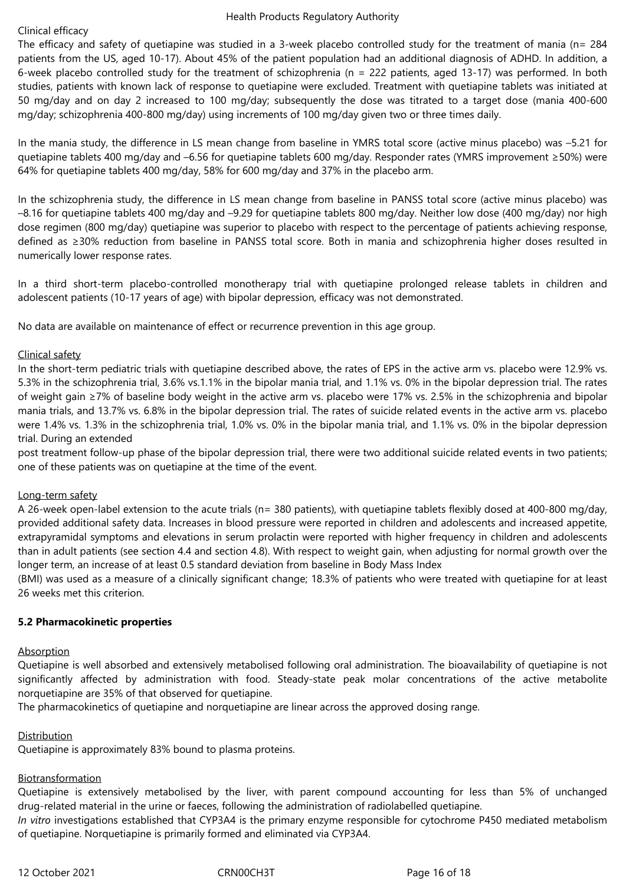Clinical efficacy

The efficacy and safety of quetiapine was studied in a 3-week placebo controlled study for the treatment of mania (n= 284 patients from the US, aged 10-17). About 45% of the patient population had an additional diagnosis of ADHD. In addition, a 6-week placebo controlled study for the treatment of schizophrenia (n = 222 patients, aged 13-17) was performed. In both studies, patients with known lack of response to quetiapine were excluded. Treatment with quetiapine tablets was initiated at 50 mg/day and on day 2 increased to 100 mg/day; subsequently the dose was titrated to a target dose (mania 400-600 mg/day; schizophrenia 400-800 mg/day) using increments of 100 mg/day given two or three times daily.

In the mania study, the difference in LS mean change from baseline in YMRS total score (active minus placebo) was –5.21 for quetiapine tablets 400 mg/day and –6.56 for quetiapine tablets 600 mg/day. Responder rates (YMRS improvement ≥50%) were 64% for quetiapine tablets 400 mg/day, 58% for 600 mg/day and 37% in the placebo arm.

In the schizophrenia study, the difference in LS mean change from baseline in PANSS total score (active minus placebo) was –8.16 for quetiapine tablets 400 mg/day and –9.29 for quetiapine tablets 800 mg/day. Neither low dose (400 mg/day) nor high dose regimen (800 mg/day) quetiapine was superior to placebo with respect to the percentage of patients achieving response, defined as ≥30% reduction from baseline in PANSS total score. Both in mania and schizophrenia higher doses resulted in numerically lower response rates.

In a third short-term placebo-controlled monotherapy trial with quetiapine prolonged release tablets in children and adolescent patients (10-17 years of age) with bipolar depression, efficacy was not demonstrated.

No data are available on maintenance of effect or recurrence prevention in this age group.

Clinical safety

In the short-term pediatric trials with quetiapine described above, the rates of EPS in the active arm vs. placebo were 12.9% vs. 5.3% in the schizophrenia trial, 3.6% vs.1.1% in the bipolar mania trial, and 1.1% vs. 0% in the bipolar depression trial. The rates of weight gain ≥7% of baseline body weight in the active arm vs. placebo were 17% vs. 2.5% in the schizophrenia and bipolar mania trials, and 13.7% vs. 6.8% in the bipolar depression trial. The rates of suicide related events in the active arm vs. placebo were 1.4% vs. 1.3% in the schizophrenia trial, 1.0% vs. 0% in the bipolar mania trial, and 1.1% vs. 0% in the bipolar depression trial. During an extended post treatment follow-up phase of the bipolar depression trial, there were two additional suicide related events in two patients; one of these patients was on quetiapine at the time of the event.

Long-term safety

A 26-week open-label extension to the acute trials (n= 380 patients), with quetiapine tablets flexibly dosed at 400-800 mg/day, provided additional safety data. Increases in blood pressure were reported in children and adolescents and increased appetite, extrapyramidal symptoms and elevations in serum prolactin were reported with higher frequency in children and adolescents than in adult patients (see section 4.4 and section 4.8). With respect to weight gain, when adjusting for normal growth over the longer term, an increase of at least 0.5 standard deviation from baseline in Body Mass Index (BMI) was used as a measure of a clinically significant change; 18.3% of patients who were treated with quetiapine for at least 26 weeks met this criterion.

**5.2 Pharmacokinetic properties**

Absorption

Quetiapine is well absorbed and extensively metabolised following oral administration. The bioavailability of quetiapine is not significantly affected by administration with food. Steady-state peak molar concentrations of the active metabolite norquetiapine are 35% of that observed for quetiapine.

The pharmacokinetics of quetiapine and norquetiapine are linear across the approved dosing range.

Distribution

Quetiapine is approximately 83% bound to plasma proteins.

Biotransformation

Quetiapine is extensively metabolised by the liver, with parent compound accounting for less than 5% of unchanged drug-related material in the urine or faeces, following the administration of radiolabelled quetiapine.

*In vitro* investigations established that CYP3A4 is the primary enzyme responsible for cytochrome P450 mediated metabolism of quetiapine. Norquetiapine is primarily formed and eliminated via CYP3A4.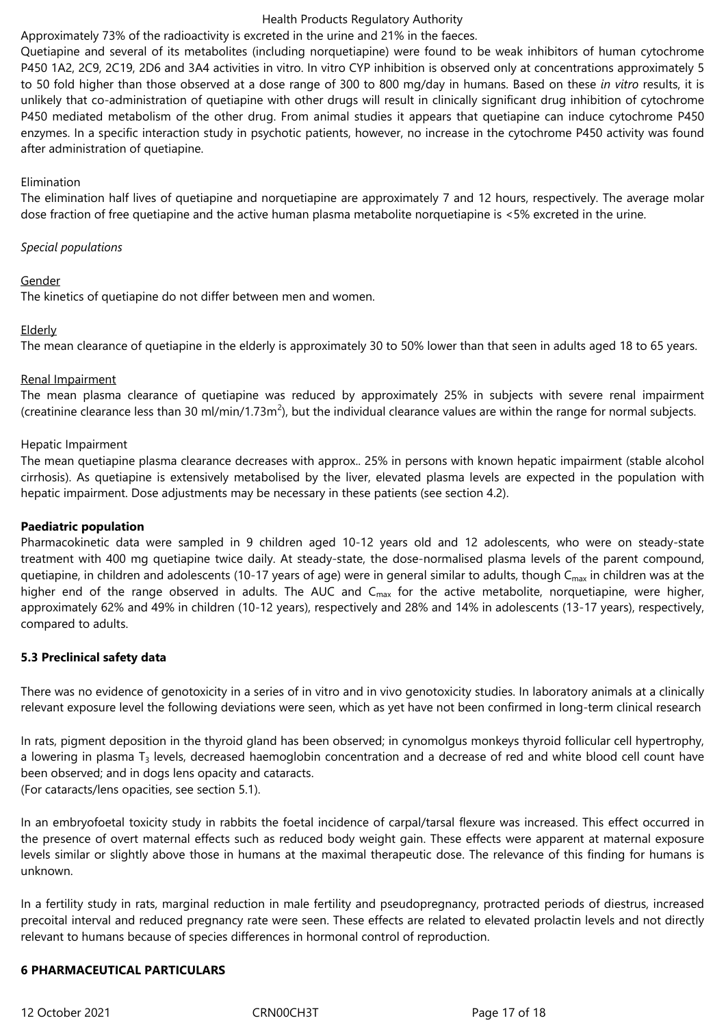Approximately 73% of the radioactivity is excreted in the urine and 21% in the faeces.

Quetiapine and several of its metabolites (including norquetiapine) were found to be weak inhibitors of human cytochrome P450 1A2, 2C9, 2C19, 2D6 and 3A4 activities in vitro. In vitro CYP inhibition is observed only at concentrations approximately 5 to 50 fold higher than those observed at a dose range of 300 to 800 mg/day in humans. Based on these *in vitro* results, it is unlikely that co-administration of quetiapine with other drugs will result in clinically significant drug inhibition of cytochrome P450 mediated metabolism of the other drug. From animal studies it appears that quetiapine can induce cytochrome P450 enzymes. In a specific interaction study in psychotic patients, however, no increase in the cytochrome P450 activity was found after administration of quetiapine.

Elimination

The elimination half lives of quetiapine and norquetiapine are approximately 7 and 12 hours, respectively. The average molar dose fraction of free quetiapine and the active human plasma metabolite norquetiapine is <5% excreted in the urine.

*Special populations*

Gender

The kinetics of quetiapine do not differ between men and women.

Elderly

The mean clearance of quetiapine in the elderly is approximately 30 to 50% lower than that seen in adults aged 18 to 65 years.

Renal Impairment

The mean plasma clearance of quetiapine was reduced by approximately 25% in subjects with severe renal impairment (creatinine clearance less than 30 ml/min/1.73m$^2$), but the individual clearance values are within the range for normal subjects.

Hepatic Impairment

The mean quetiapine plasma clearance decreases with approx.. 25% in persons with known hepatic impairment (stable alcohol cirrhosis). As quetiapine is extensively metabolised by the liver, elevated plasma levels are expected in the population with hepatic impairment. Dose adjustments may be necessary in these patients (see section 4.2).

**Paediatric population**

Pharmacokinetic data were sampled in 9 children aged 10-12 years old and 12 adolescents, who were on steady-state treatment with 400 mg quetiapine twice daily. At steady-state, the dose-normalised plasma levels of the parent compound, quetiapine, in children and adolescents (10-17 years of age) were in general similar to adults, though $C_{max}$ in children was at the higher end of the range observed in adults. The AUC and $C_{max}$ for the active metabolite, norquetiapine, were higher, approximately 62% and 49% in children (10-12 years), respectively and 28% and 14% in adolescents (13-17 years), respectively, compared to adults.

## 5.3 Preclinical safety data

There was no evidence of genotoxicity in a series of in vitro and in vivo genotoxicity studies. In laboratory animals at a clinically relevant exposure level the following deviations were seen, which as yet have not been confirmed in long-term clinical research

In rats, pigment deposition in the thyroid gland has been observed; in cynomolgus monkeys thyroid follicular cell hypertrophy, a lowering in plasma $T_3$ levels, decreased haemoglobin concentration and a decrease of red and white blood cell count have been observed; and in dogs lens opacity and cataracts.
(For cataracts/lens opacities, see section 5.1).

In an embryofoetal toxicity study in rabbits the foetal incidence of carpal/tarsal flexure was increased. This effect occurred in the presence of overt maternal effects such as reduced body weight gain. These effects were apparent at maternal exposure levels similar or slightly above those in humans at the maximal therapeutic dose. The relevance of this finding for humans is unknown.

In a fertility study in rats, marginal reduction in male fertility and pseudopregnancy, protracted periods of diestrus, increased precoital interval and reduced pregnancy rate were seen. These effects are related to elevated prolactin levels and not directly relevant to humans because of species differences in hormonal control of reproduction.

# 6 PHARMACEUTICAL PARTICULARS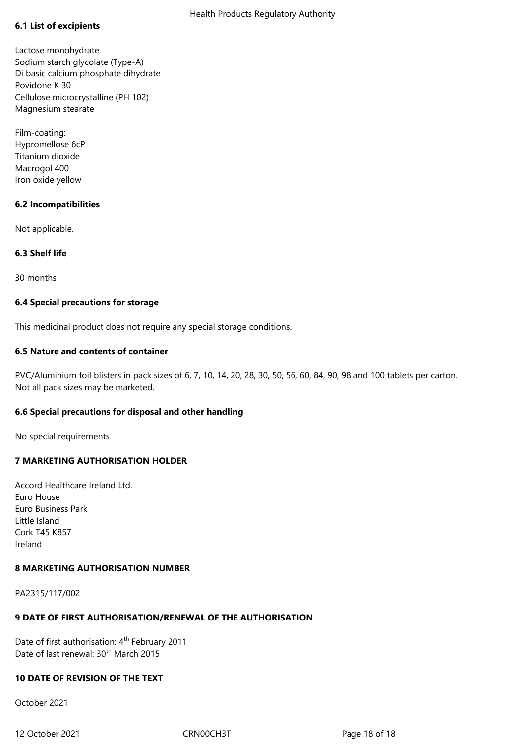### 6.1 List of excipients

Lactose monohydrate
Sodium starch glycolate (Type-A)
Di basic calcium phosphate dihydrate
Povidone K 30
Cellulose microcrystalline (PH 102)
Magnesium stearate

Film-coating:
Hypromellose 6cP
Titanium dioxide
Macrogol 400
Iron oxide yellow

### 6.2 Incompatibilities

Not applicable.

### 6.3 Shelf life

30 months

### 6.4 Special precautions for storage

This medicinal product does not require any special storage conditions.

### 6.5 Nature and contents of container

PVC/Aluminium foil blisters in pack sizes of 6, 7, 10, 14, 20, 28, 30, 50, 56, 60, 84, 90, 98 and 100 tablets per carton.
Not all pack sizes may be marketed.

### 6.6 Special precautions for disposal and other handling

No special requirements

## 7 MARKETING AUTHORISATION HOLDER

Accord Healthcare Ireland Ltd.
Euro House
Euro Business Park
Little Island
Cork T45 K857
Ireland

## 8 MARKETING AUTHORISATION NUMBER

PA2315/117/002

## 9 DATE OF FIRST AUTHORISATION/RENEWAL OF THE AUTHORISATION

Date of first authorisation: 4th February 2011
Date of last renewal: 30th March 2015

## 10 DATE OF REVISION OF THE TEXT

October 2021